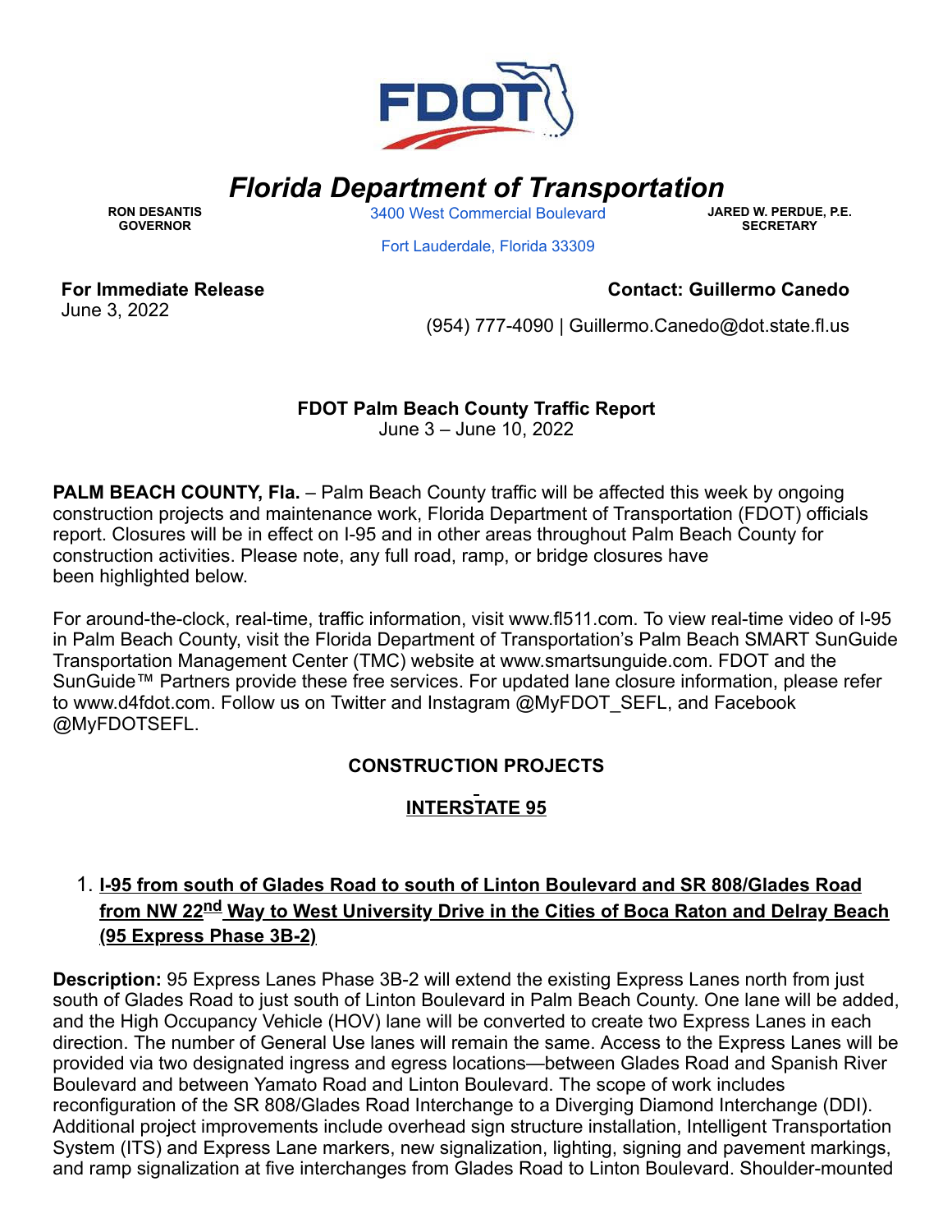# *Florida Department of Transportation*

**RON DESANTIS**
**GOVERNOR**

3400 West Commercial Boulevard
Fort Lauderdale, Florida 33309

**JARED W. PERDUE, P.E.**
**SECRETARY**

**For Immediate Release**
June 3, 2022

**Contact: Guillermo Canedo**
(954) 777-4090 | Guillermo.Canedo@dot.state.fl.us

**FDOT Palm Beach County Traffic Report**
June 3 – June 10, 2022

**PALM BEACH COUNTY, Fla.** – Palm Beach County traffic will be affected this week by ongoing construction projects and maintenance work, Florida Department of Transportation (FDOT) officials report. Closures will be in effect on I-95 and in other areas throughout Palm Beach County for construction activities. Please note, any full road, ramp, or bridge closures have been highlighted below.

For around-the-clock, real-time, traffic information, visit www.fl511.com. To view real-time video of I-95 in Palm Beach County, visit the Florida Department of Transportation's Palm Beach SMART SunGuide Transportation Management Center (TMC) website at www.smartsunguide.com. FDOT and the SunGuide™ Partners provide these free services. For updated lane closure information, please refer to www.d4fdot.com. Follow us on Twitter and Instagram @MyFDOT_SEFL, and Facebook @MyFDOTSEFL.

## CONSTRUCTION PROJECTS

### INTERSTATE 95

1. **I-95 from south of Glades Road to south of Linton Boulevard and SR 808/Glades Road from NW 22nd Way to West University Drive in the Cities of Boca Raton and Delray Beach (95 Express Phase 3B-2)**

**Description:** 95 Express Lanes Phase 3B-2 will extend the existing Express Lanes north from just south of Glades Road to just south of Linton Boulevard in Palm Beach County. One lane will be added, and the High Occupancy Vehicle (HOV) lane will be converted to create two Express Lanes in each direction. The number of General Use lanes will remain the same. Access to the Express Lanes will be provided via two designated ingress and egress locations—between Glades Road and Spanish River Boulevard and between Yamato Road and Linton Boulevard. The scope of work includes reconfiguration of the SR 808/Glades Road Interchange to a Diverging Diamond Interchange (DDI). Additional project improvements include overhead sign structure installation, Intelligent Transportation System (ITS) and Express Lane markers, new signalization, lighting, signing and pavement markings, and ramp signalization at five interchanges from Glades Road to Linton Boulevard. Shoulder-mounted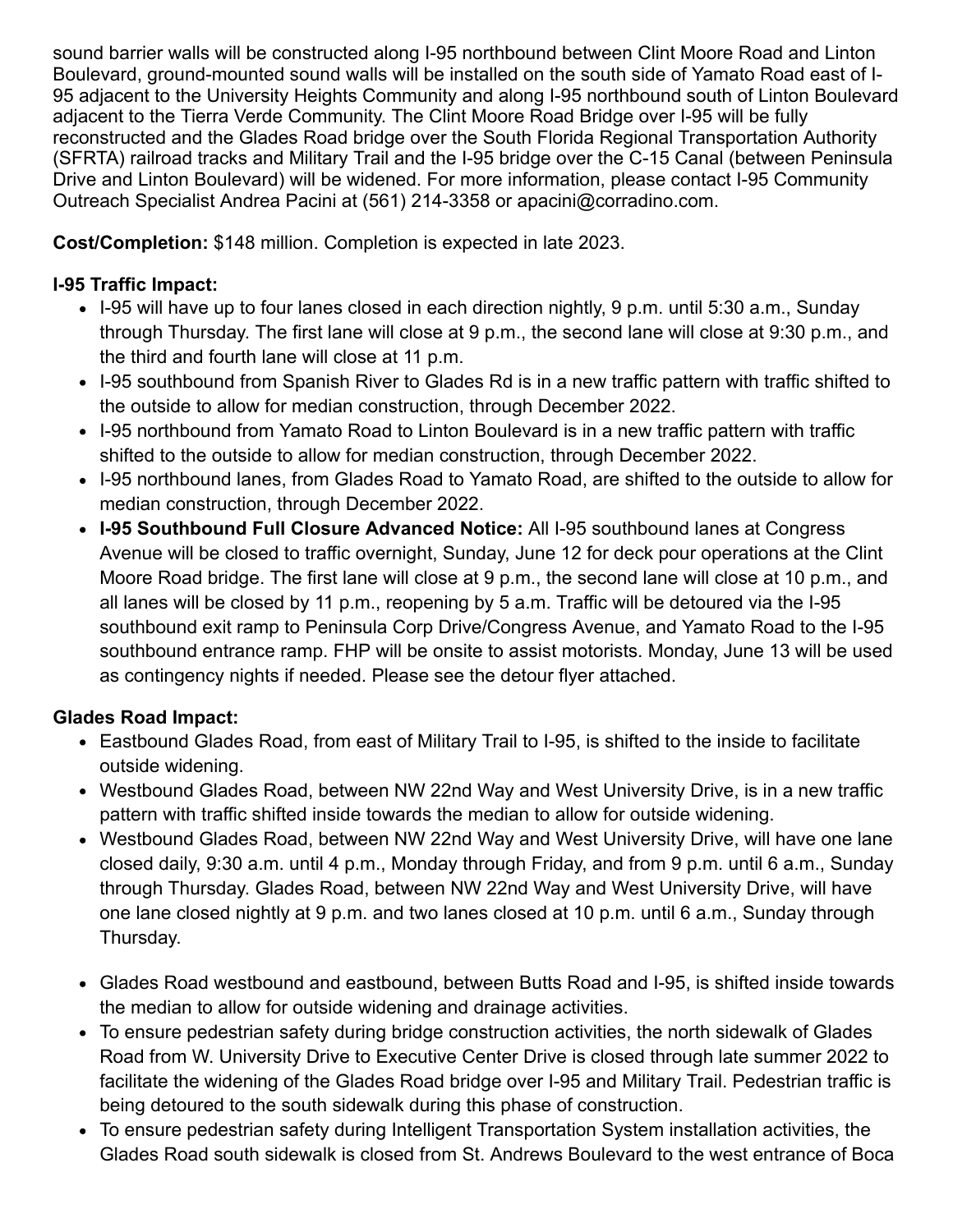sound barrier walls will be constructed along I-95 northbound between Clint Moore Road and Linton Boulevard, ground-mounted sound walls will be installed on the south side of Yamato Road east of I-95 adjacent to the University Heights Community and along I-95 northbound south of Linton Boulevard adjacent to the Tierra Verde Community. The Clint Moore Road Bridge over I-95 will be fully reconstructed and the Glades Road bridge over the South Florida Regional Transportation Authority (SFRTA) railroad tracks and Military Trail and the I-95 bridge over the C-15 Canal (between Peninsula Drive and Linton Boulevard) will be widened. For more information, please contact I-95 Community Outreach Specialist Andrea Pacini at (561) 214-3358 or apacini@corradino.com.

**Cost/Completion:** $148 million. Completion is expected in late 2023.

**I-95 Traffic Impact:**

- I-95 will have up to four lanes closed in each direction nightly, 9 p.m. until 5:30 a.m., Sunday through Thursday. The first lane will close at 9 p.m., the second lane will close at 9:30 p.m., and the third and fourth lane will close at 11 p.m.
- I-95 southbound from Spanish River to Glades Rd is in a new traffic pattern with traffic shifted to the outside to allow for median construction, through December 2022.
- I-95 northbound from Yamato Road to Linton Boulevard is in a new traffic pattern with traffic shifted to the outside to allow for median construction, through December 2022.
- I-95 northbound lanes, from Glades Road to Yamato Road, are shifted to the outside to allow for median construction, through December 2022.
- **I-95 Southbound Full Closure Advanced Notice:** All I-95 southbound lanes at Congress Avenue will be closed to traffic overnight, Sunday, June 12 for deck pour operations at the Clint Moore Road bridge. The first lane will close at 9 p.m., the second lane will close at 10 p.m., and all lanes will be closed by 11 p.m., reopening by 5 a.m. Traffic will be detoured via the I-95 southbound exit ramp to Peninsula Corp Drive/Congress Avenue, and Yamato Road to the I-95 southbound entrance ramp. FHP will be onsite to assist motorists. Monday, June 13 will be used as contingency nights if needed. Please see the detour flyer attached.

**Glades Road Impact:**

- Eastbound Glades Road, from east of Military Trail to I-95, is shifted to the inside to facilitate outside widening.
- Westbound Glades Road, between NW 22nd Way and West University Drive, is in a new traffic pattern with traffic shifted inside towards the median to allow for outside widening.
- Westbound Glades Road, between NW 22nd Way and West University Drive, will have one lane closed daily, 9:30 a.m. until 4 p.m., Monday through Friday, and from 9 p.m. until 6 a.m., Sunday through Thursday. Glades Road, between NW 22nd Way and West University Drive, will have one lane closed nightly at 9 p.m. and two lanes closed at 10 p.m. until 6 a.m., Sunday through Thursday.
- Glades Road westbound and eastbound, between Butts Road and I-95, is shifted inside towards the median to allow for outside widening and drainage activities.
- To ensure pedestrian safety during bridge construction activities, the north sidewalk of Glades Road from W. University Drive to Executive Center Drive is closed through late summer 2022 to facilitate the widening of the Glades Road bridge over I-95 and Military Trail. Pedestrian traffic is being detoured to the south sidewalk during this phase of construction.
- To ensure pedestrian safety during Intelligent Transportation System installation activities, the Glades Road south sidewalk is closed from St. Andrews Boulevard to the west entrance of Boca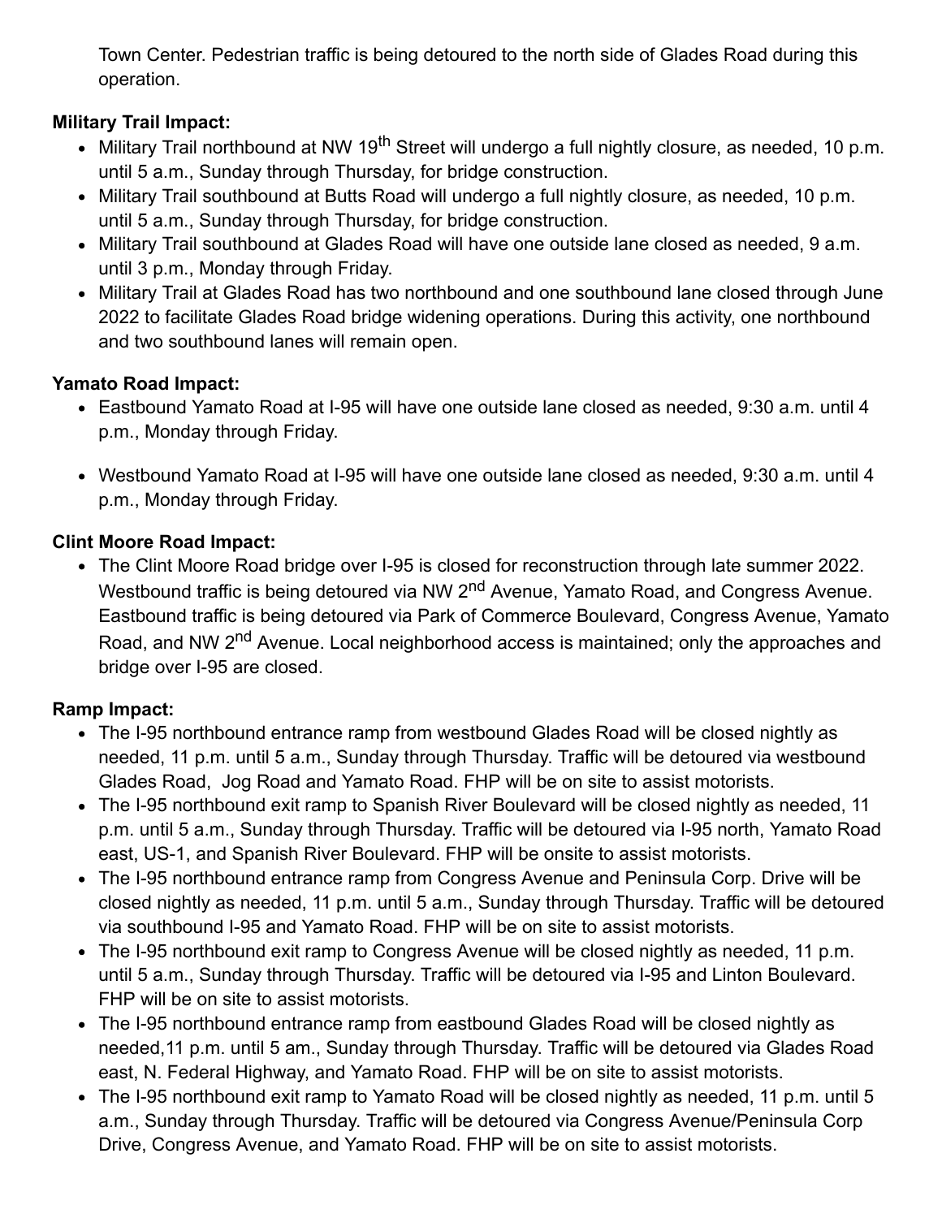Town Center. Pedestrian traffic is being detoured to the north side of Glades Road during this operation.

**Military Trail Impact:**

- Military Trail northbound at NW 19th Street will undergo a full nightly closure, as needed, 10 p.m. until 5 a.m., Sunday through Thursday, for bridge construction.
- Military Trail southbound at Butts Road will undergo a full nightly closure, as needed, 10 p.m. until 5 a.m., Sunday through Thursday, for bridge construction.
- Military Trail southbound at Glades Road will have one outside lane closed as needed, 9 a.m. until 3 p.m., Monday through Friday.
- Military Trail at Glades Road has two northbound and one southbound lane closed through June 2022 to facilitate Glades Road bridge widening operations. During this activity, one northbound and two southbound lanes will remain open.

**Yamato Road Impact:**

- Eastbound Yamato Road at I-95 will have one outside lane closed as needed, 9:30 a.m. until 4 p.m., Monday through Friday.
- Westbound Yamato Road at I-95 will have one outside lane closed as needed, 9:30 a.m. until 4 p.m., Monday through Friday.

**Clint Moore Road Impact:**

- The Clint Moore Road bridge over I-95 is closed for reconstruction through late summer 2022. Westbound traffic is being detoured via NW 2nd Avenue, Yamato Road, and Congress Avenue. Eastbound traffic is being detoured via Park of Commerce Boulevard, Congress Avenue, Yamato Road, and NW 2nd Avenue. Local neighborhood access is maintained; only the approaches and bridge over I-95 are closed.

**Ramp Impact:**

- The I-95 northbound entrance ramp from westbound Glades Road will be closed nightly as needed, 11 p.m. until 5 a.m., Sunday through Thursday. Traffic will be detoured via westbound Glades Road, Jog Road and Yamato Road. FHP will be on site to assist motorists.
- The I-95 northbound exit ramp to Spanish River Boulevard will be closed nightly as needed, 11 p.m. until 5 a.m., Sunday through Thursday. Traffic will be detoured via I-95 north, Yamato Road east, US-1, and Spanish River Boulevard. FHP will be onsite to assist motorists.
- The I-95 northbound entrance ramp from Congress Avenue and Peninsula Corp. Drive will be closed nightly as needed, 11 p.m. until 5 a.m., Sunday through Thursday. Traffic will be detoured via southbound I-95 and Yamato Road. FHP will be on site to assist motorists.
- The I-95 northbound exit ramp to Congress Avenue will be closed nightly as needed, 11 p.m. until 5 a.m., Sunday through Thursday. Traffic will be detoured via I-95 and Linton Boulevard. FHP will be on site to assist motorists.
- The I-95 northbound entrance ramp from eastbound Glades Road will be closed nightly as needed,11 p.m. until 5 am., Sunday through Thursday. Traffic will be detoured via Glades Road east, N. Federal Highway, and Yamato Road. FHP will be on site to assist motorists.
- The I-95 northbound exit ramp to Yamato Road will be closed nightly as needed, 11 p.m. until 5 a.m., Sunday through Thursday. Traffic will be detoured via Congress Avenue/Peninsula Corp Drive, Congress Avenue, and Yamato Road. FHP will be on site to assist motorists.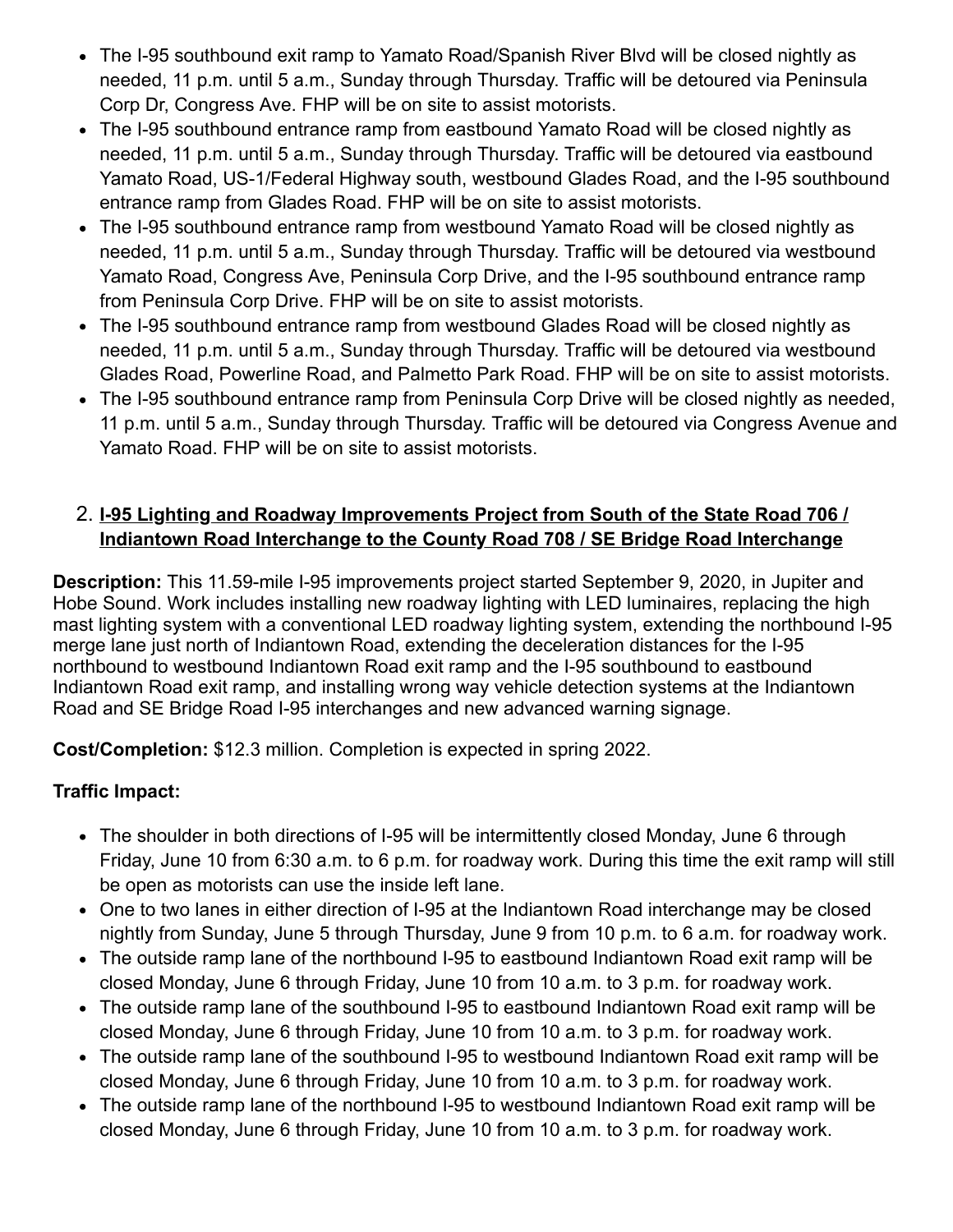- The I-95 southbound exit ramp to Yamato Road/Spanish River Blvd will be closed nightly as needed, 11 p.m. until 5 a.m., Sunday through Thursday. Traffic will be detoured via Peninsula Corp Dr, Congress Ave. FHP will be on site to assist motorists.
- The I-95 southbound entrance ramp from eastbound Yamato Road will be closed nightly as needed, 11 p.m. until 5 a.m., Sunday through Thursday. Traffic will be detoured via eastbound Yamato Road, US-1/Federal Highway south, westbound Glades Road, and the I-95 southbound entrance ramp from Glades Road. FHP will be on site to assist motorists.
- The I-95 southbound entrance ramp from westbound Yamato Road will be closed nightly as needed, 11 p.m. until 5 a.m., Sunday through Thursday. Traffic will be detoured via westbound Yamato Road, Congress Ave, Peninsula Corp Drive, and the I-95 southbound entrance ramp from Peninsula Corp Drive. FHP will be on site to assist motorists.
- The I-95 southbound entrance ramp from westbound Glades Road will be closed nightly as needed, 11 p.m. until 5 a.m., Sunday through Thursday. Traffic will be detoured via westbound Glades Road, Powerline Road, and Palmetto Park Road. FHP will be on site to assist motorists.
- The I-95 southbound entrance ramp from Peninsula Corp Drive will be closed nightly as needed, 11 p.m. until 5 a.m., Sunday through Thursday. Traffic will be detoured via Congress Avenue and Yamato Road. FHP will be on site to assist motorists.

2. **I-95 Lighting and Roadway Improvements Project from South of the State Road 706 / Indiantown Road Interchange to the County Road 708 / SE Bridge Road Interchange**

**Description:** This 11.59-mile I-95 improvements project started September 9, 2020, in Jupiter and Hobe Sound. Work includes installing new roadway lighting with LED luminaires, replacing the high mast lighting system with a conventional LED roadway lighting system, extending the northbound I-95 merge lane just north of Indiantown Road, extending the deceleration distances for the I-95 northbound to westbound Indiantown Road exit ramp and the I-95 southbound to eastbound Indiantown Road exit ramp, and installing wrong way vehicle detection systems at the Indiantown Road and SE Bridge Road I-95 interchanges and new advanced warning signage.

**Cost/Completion:** $12.3 million. Completion is expected in spring 2022.

**Traffic Impact:**

- The shoulder in both directions of I-95 will be intermittently closed Monday, June 6 through Friday, June 10 from 6:30 a.m. to 6 p.m. for roadway work. During this time the exit ramp will still be open as motorists can use the inside left lane.
- One to two lanes in either direction of I-95 at the Indiantown Road interchange may be closed nightly from Sunday, June 5 through Thursday, June 9 from 10 p.m. to 6 a.m. for roadway work.
- The outside ramp lane of the northbound I-95 to eastbound Indiantown Road exit ramp will be closed Monday, June 6 through Friday, June 10 from 10 a.m. to 3 p.m. for roadway work.
- The outside ramp lane of the southbound I-95 to eastbound Indiantown Road exit ramp will be closed Monday, June 6 through Friday, June 10 from 10 a.m. to 3 p.m. for roadway work.
- The outside ramp lane of the southbound I-95 to westbound Indiantown Road exit ramp will be closed Monday, June 6 through Friday, June 10 from 10 a.m. to 3 p.m. for roadway work.
- The outside ramp lane of the northbound I-95 to westbound Indiantown Road exit ramp will be closed Monday, June 6 through Friday, June 10 from 10 a.m. to 3 p.m. for roadway work.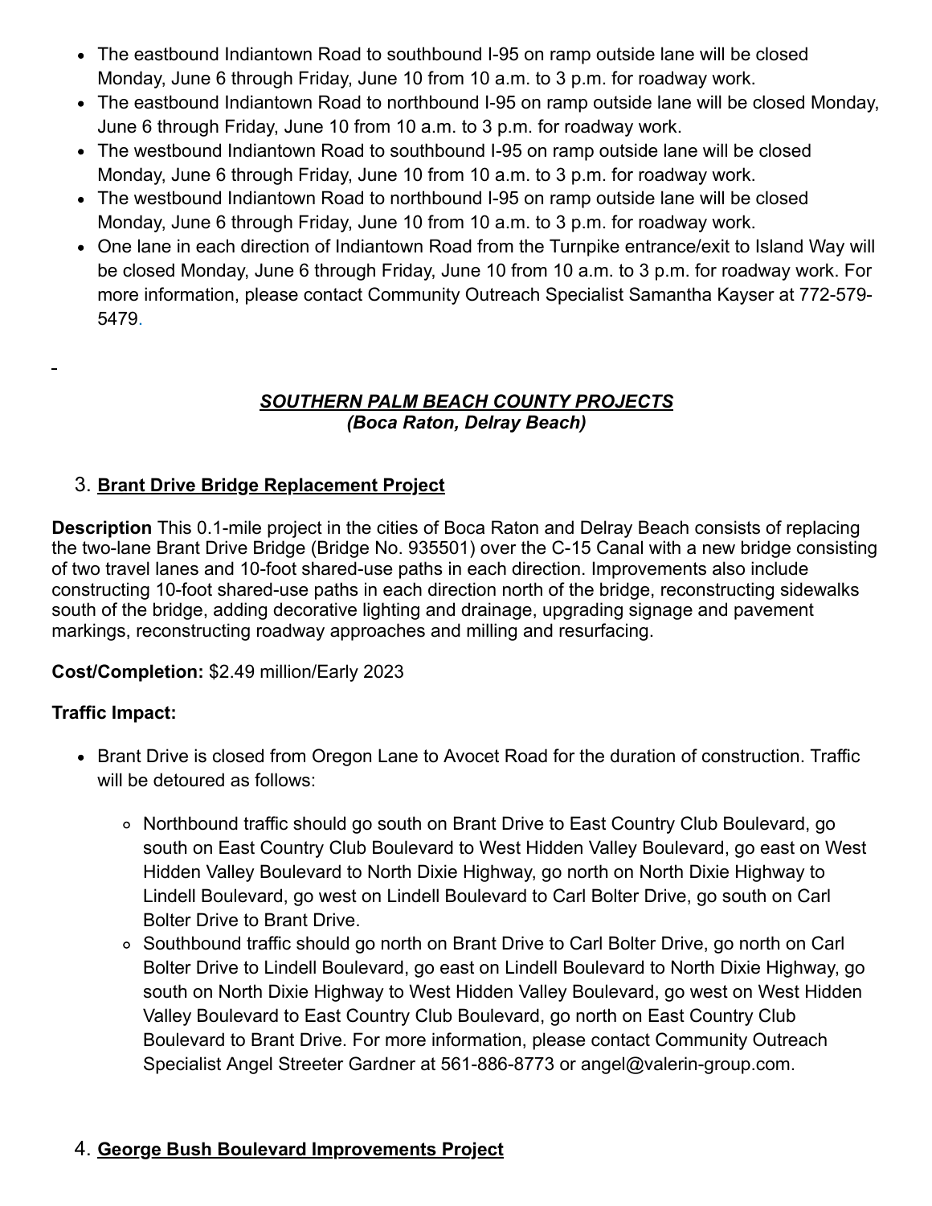- The eastbound Indiantown Road to southbound I-95 on ramp outside lane will be closed Monday, June 6 through Friday, June 10 from 10 a.m. to 3 p.m. for roadway work.
- The eastbound Indiantown Road to northbound I-95 on ramp outside lane will be closed Monday, June 6 through Friday, June 10 from 10 a.m. to 3 p.m. for roadway work.
- The westbound Indiantown Road to southbound I-95 on ramp outside lane will be closed Monday, June 6 through Friday, June 10 from 10 a.m. to 3 p.m. for roadway work.
- The westbound Indiantown Road to northbound I-95 on ramp outside lane will be closed Monday, June 6 through Friday, June 10 from 10 a.m. to 3 p.m. for roadway work.
- One lane in each direction of Indiantown Road from the Turnpike entrance/exit to Island Way will be closed Monday, June 6 through Friday, June 10 from 10 a.m. to 3 p.m. for roadway work. For more information, please contact Community Outreach Specialist Samantha Kayser at 772-579-5479.

## ***SOUTHERN PALM BEACH COUNTY PROJECTS***
## ***(Boca Raton, Delray Beach)***

### 3. **Brant Drive Bridge Replacement Project**

**Description** This 0.1-mile project in the cities of Boca Raton and Delray Beach consists of replacing the two-lane Brant Drive Bridge (Bridge No. 935501) over the C-15 Canal with a new bridge consisting of two travel lanes and 10-foot shared-use paths in each direction. Improvements also include constructing 10-foot shared-use paths in each direction north of the bridge, reconstructing sidewalks south of the bridge, adding decorative lighting and drainage, upgrading signage and pavement markings, reconstructing roadway approaches and milling and resurfacing.

**Cost/Completion:** $2.49 million/Early 2023

**Traffic Impact:**

- Brant Drive is closed from Oregon Lane to Avocet Road for the duration of construction. Traffic will be detoured as follows:
  - Northbound traffic should go south on Brant Drive to East Country Club Boulevard, go south on East Country Club Boulevard to West Hidden Valley Boulevard, go east on West Hidden Valley Boulevard to North Dixie Highway, go north on North Dixie Highway to Lindell Boulevard, go west on Lindell Boulevard to Carl Bolter Drive, go south on Carl Bolter Drive to Brant Drive.
  - Southbound traffic should go north on Brant Drive to Carl Bolter Drive, go north on Carl Bolter Drive to Lindell Boulevard, go east on Lindell Boulevard to North Dixie Highway, go south on North Dixie Highway to West Hidden Valley Boulevard, go west on West Hidden Valley Boulevard to East Country Club Boulevard, go north on East Country Club Boulevard to Brant Drive. For more information, please contact Community Outreach Specialist Angel Streeter Gardner at 561-886-8773 or angel@valerin-group.com.

### 4. **George Bush Boulevard Improvements Project**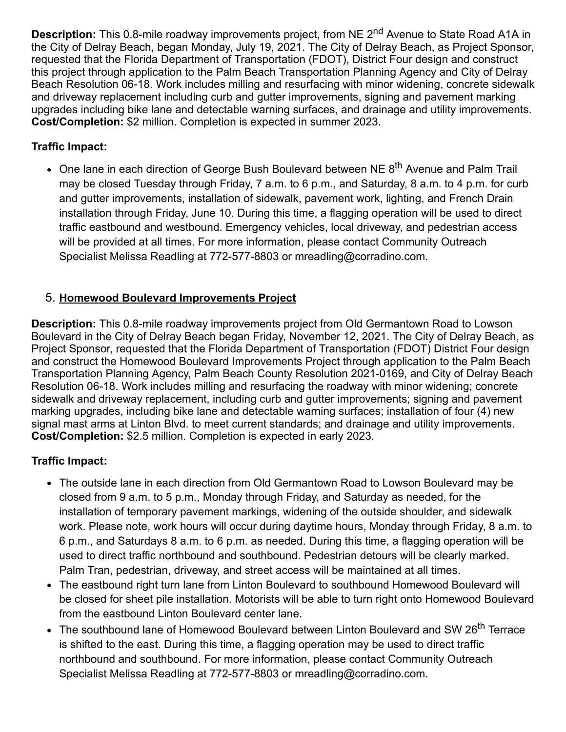**Description:** This 0.8-mile roadway improvements project, from NE 2nd Avenue to State Road A1A in the City of Delray Beach, began Monday, July 19, 2021. The City of Delray Beach, as Project Sponsor, requested that the Florida Department of Transportation (FDOT), District Four design and construct this project through application to the Palm Beach Transportation Planning Agency and City of Delray Beach Resolution 06-18. Work includes milling and resurfacing with minor widening, concrete sidewalk and driveway replacement including curb and gutter improvements, signing and pavement marking upgrades including bike lane and detectable warning surfaces, and drainage and utility improvements.
**Cost/Completion:** $2 million. Completion is expected in summer 2023.

**Traffic Impact:**

- One lane in each direction of George Bush Boulevard between NE 8th Avenue and Palm Trail may be closed Tuesday through Friday, 7 a.m. to 6 p.m., and Saturday, 8 a.m. to 4 p.m. for curb and gutter improvements, installation of sidewalk, pavement work, lighting, and French Drain installation through Friday, June 10. During this time, a flagging operation will be used to direct traffic eastbound and westbound. Emergency vehicles, local driveway, and pedestrian access will be provided at all times. For more information, please contact Community Outreach Specialist Melissa Readling at 772-577-8803 or mreadling@corradino.com.

5. **Homewood Boulevard Improvements Project**

**Description:** This 0.8-mile roadway improvements project from Old Germantown Road to Lowson Boulevard in the City of Delray Beach began Friday, November 12, 2021. The City of Delray Beach, as Project Sponsor, requested that the Florida Department of Transportation (FDOT) District Four design and construct the Homewood Boulevard Improvements Project through application to the Palm Beach Transportation Planning Agency, Palm Beach County Resolution 2021-0169, and City of Delray Beach Resolution 06-18. Work includes milling and resurfacing the roadway with minor widening; concrete sidewalk and driveway replacement, including curb and gutter improvements; signing and pavement marking upgrades, including bike lane and detectable warning surfaces; installation of four (4) new signal mast arms at Linton Blvd. to meet current standards; and drainage and utility improvements.
**Cost/Completion:** $2.5 million. Completion is expected in early 2023.

**Traffic Impact:**

- The outside lane in each direction from Old Germantown Road to Lowson Boulevard may be closed from 9 a.m. to 5 p.m., Monday through Friday, and Saturday as needed, for the installation of temporary pavement markings, widening of the outside shoulder, and sidewalk work. Please note, work hours will occur during daytime hours, Monday through Friday, 8 a.m. to 6 p.m., and Saturdays 8 a.m. to 6 p.m. as needed. During this time, a flagging operation will be used to direct traffic northbound and southbound. Pedestrian detours will be clearly marked. Palm Tran, pedestrian, driveway, and street access will be maintained at all times.
- The eastbound right turn lane from Linton Boulevard to southbound Homewood Boulevard will be closed for sheet pile installation. Motorists will be able to turn right onto Homewood Boulevard from the eastbound Linton Boulevard center lane.
- The southbound lane of Homewood Boulevard between Linton Boulevard and SW 26th Terrace is shifted to the east. During this time, a flagging operation may be used to direct traffic northbound and southbound. For more information, please contact Community Outreach Specialist Melissa Readling at 772-577-8803 or mreadling@corradino.com.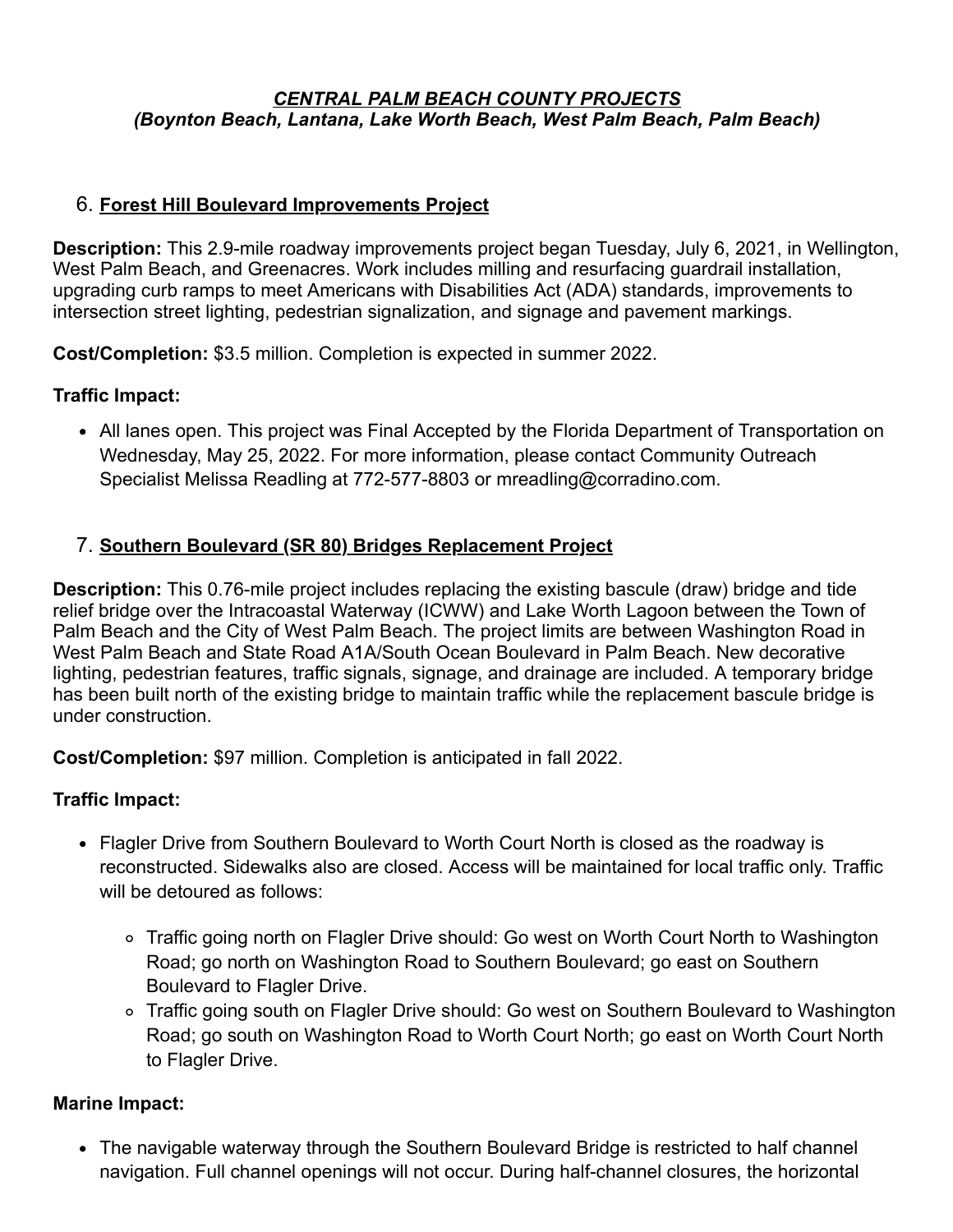***CENTRAL PALM BEACH COUNTY PROJECTS***
***(Boynton Beach, Lantana, Lake Worth Beach, West Palm Beach, Palm Beach)***

## 6. Forest Hill Boulevard Improvements Project

**Description:** This 2.9-mile roadway improvements project began Tuesday, July 6, 2021, in Wellington, West Palm Beach, and Greenacres. Work includes milling and resurfacing guardrail installation, upgrading curb ramps to meet Americans with Disabilities Act (ADA) standards, improvements to intersection street lighting, pedestrian signalization, and signage and pavement markings.

**Cost/Completion:** $3.5 million. Completion is expected in summer 2022.

**Traffic Impact:**

- All lanes open. This project was Final Accepted by the Florida Department of Transportation on Wednesday, May 25, 2022. For more information, please contact Community Outreach Specialist Melissa Readling at 772-577-8803 or mreadling@corradino.com.

## 7. Southern Boulevard (SR 80) Bridges Replacement Project

**Description:** This 0.76-mile project includes replacing the existing bascule (draw) bridge and tide relief bridge over the Intracoastal Waterway (ICWW) and Lake Worth Lagoon between the Town of Palm Beach and the City of West Palm Beach. The project limits are between Washington Road in West Palm Beach and State Road A1A/South Ocean Boulevard in Palm Beach. New decorative lighting, pedestrian features, traffic signals, signage, and drainage are included. A temporary bridge has been built north of the existing bridge to maintain traffic while the replacement bascule bridge is under construction.

**Cost/Completion:** $97 million. Completion is anticipated in fall 2022.

**Traffic Impact:**

- Flagler Drive from Southern Boulevard to Worth Court North is closed as the roadway is reconstructed. Sidewalks also are closed. Access will be maintained for local traffic only. Traffic will be detoured as follows:
  - Traffic going north on Flagler Drive should: Go west on Worth Court North to Washington Road; go north on Washington Road to Southern Boulevard; go east on Southern Boulevard to Flagler Drive.
  - Traffic going south on Flagler Drive should: Go west on Southern Boulevard to Washington Road; go south on Washington Road to Worth Court North; go east on Worth Court North to Flagler Drive.

**Marine Impact:**

- The navigable waterway through the Southern Boulevard Bridge is restricted to half channel navigation. Full channel openings will not occur. During half-channel closures, the horizontal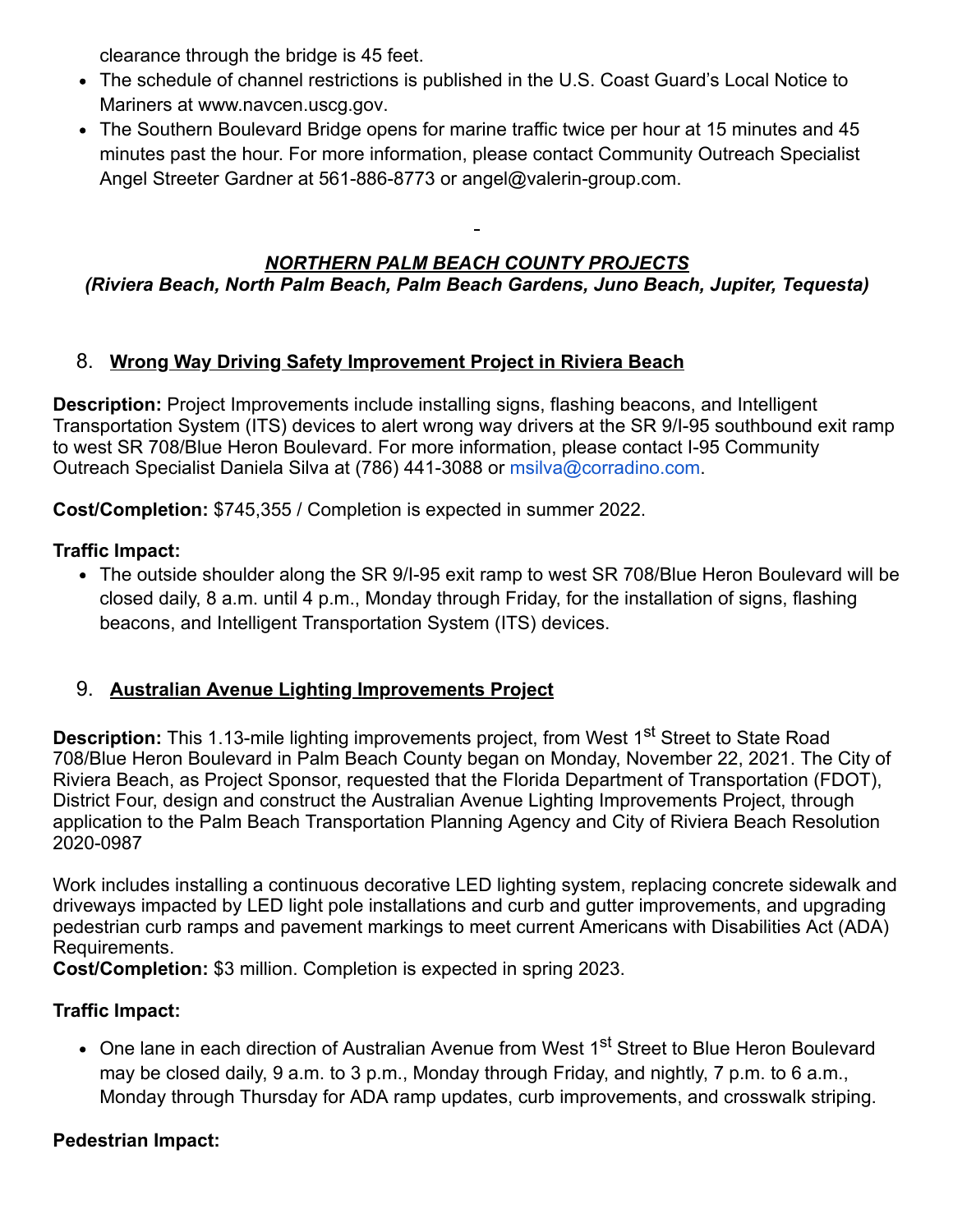clearance through the bridge is 45 feet.

- The schedule of channel restrictions is published in the U.S. Coast Guard's Local Notice to Mariners at www.navcen.uscg.gov.
- The Southern Boulevard Bridge opens for marine traffic twice per hour at 15 minutes and 45 minutes past the hour. For more information, please contact Community Outreach Specialist Angel Streeter Gardner at 561-886-8773 or angel@valerin-group.com.

-

## ***NORTHERN PALM BEACH COUNTY PROJECTS***
***(Riviera Beach, North Palm Beach, Palm Beach Gardens, Juno Beach, Jupiter, Tequesta)***

### 8. **Wrong Way Driving Safety Improvement Project in Riviera Beach**

**Description:** Project Improvements include installing signs, flashing beacons, and Intelligent Transportation System (ITS) devices to alert wrong way drivers at the SR 9/I-95 southbound exit ramp to west SR 708/Blue Heron Boulevard. For more information, please contact I-95 Community Outreach Specialist Daniela Silva at (786) 441-3088 or msilva@corradino.com.

**Cost/Completion:** $745,355 / Completion is expected in summer 2022.

**Traffic Impact:**

- The outside shoulder along the SR 9/I-95 exit ramp to west SR 708/Blue Heron Boulevard will be closed daily, 8 a.m. until 4 p.m., Monday through Friday, for the installation of signs, flashing beacons, and Intelligent Transportation System (ITS) devices.

### 9. **Australian Avenue Lighting Improvements Project**

**Description:** This 1.13-mile lighting improvements project, from West 1st Street to State Road 708/Blue Heron Boulevard in Palm Beach County began on Monday, November 22, 2021. The City of Riviera Beach, as Project Sponsor, requested that the Florida Department of Transportation (FDOT), District Four, design and construct the Australian Avenue Lighting Improvements Project, through application to the Palm Beach Transportation Planning Agency and City of Riviera Beach Resolution 2020-0987

Work includes installing a continuous decorative LED lighting system, replacing concrete sidewalk and driveways impacted by LED light pole installations and curb and gutter improvements, and upgrading pedestrian curb ramps and pavement markings to meet current Americans with Disabilities Act (ADA) Requirements.

**Cost/Completion:** $3 million. Completion is expected in spring 2023.

**Traffic Impact:**

- One lane in each direction of Australian Avenue from West 1st Street to Blue Heron Boulevard may be closed daily, 9 a.m. to 3 p.m., Monday through Friday, and nightly, 7 p.m. to 6 a.m., Monday through Thursday for ADA ramp updates, curb improvements, and crosswalk striping.

**Pedestrian Impact:**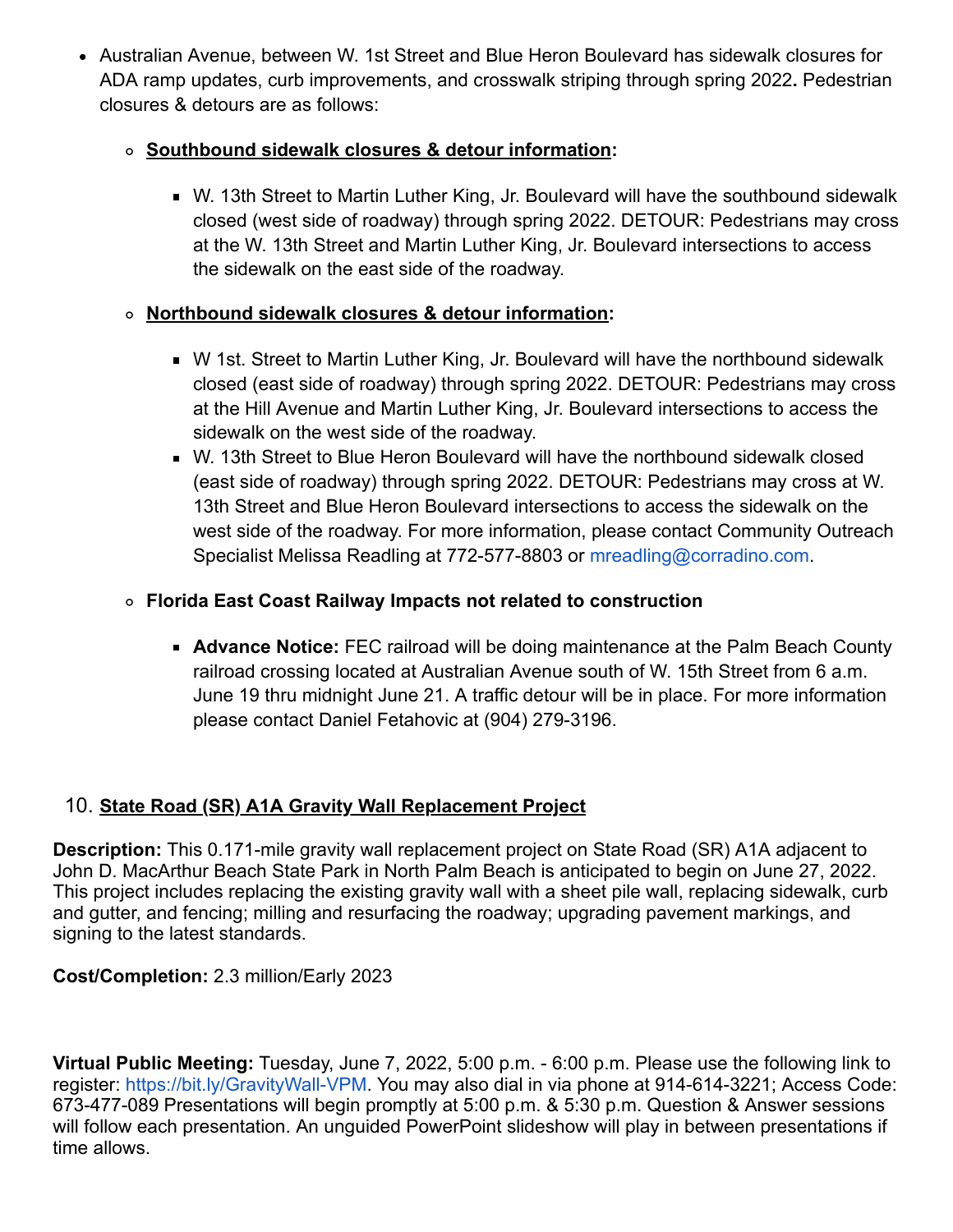- Australian Avenue, between W. 1st Street and Blue Heron Boulevard has sidewalk closures for ADA ramp updates, curb improvements, and crosswalk striping through spring 2022**.** Pedestrian closures & detours are as follows:
  - **Southbound sidewalk closures & detour information**:
    - W. 13th Street to Martin Luther King, Jr. Boulevard will have the southbound sidewalk closed (west side of roadway) through spring 2022. DETOUR: Pedestrians may cross at the W. 13th Street and Martin Luther King, Jr. Boulevard intersections to access the sidewalk on the east side of the roadway.
  - **Northbound sidewalk closures & detour information**:
    - W 1st. Street to Martin Luther King, Jr. Boulevard will have the northbound sidewalk closed (east side of roadway) through spring 2022. DETOUR: Pedestrians may cross at the Hill Avenue and Martin Luther King, Jr. Boulevard intersections to access the sidewalk on the west side of the roadway.
    - W. 13th Street to Blue Heron Boulevard will have the northbound sidewalk closed (east side of roadway) through spring 2022. DETOUR: Pedestrians may cross at W. 13th Street and Blue Heron Boulevard intersections to access the sidewalk on the west side of the roadway. For more information, please contact Community Outreach Specialist Melissa Readling at 772-577-8803 or mreadling@corradino.com.
  - **Florida East Coast Railway Impacts not related to construction**
    - **Advance Notice:** FEC railroad will be doing maintenance at the Palm Beach County railroad crossing located at Australian Avenue south of W. 15th Street from 6 a.m. June 19 thru midnight June 21. A traffic detour will be in place. For more information please contact Daniel Fetahovic at (904) 279-3196.

10. **State Road (SR) A1A Gravity Wall Replacement Project**

**Description:** This 0.171-mile gravity wall replacement project on State Road (SR) A1A adjacent to John D. MacArthur Beach State Park in North Palm Beach is anticipated to begin on June 27, 2022. This project includes replacing the existing gravity wall with a sheet pile wall, replacing sidewalk, curb and gutter, and fencing; milling and resurfacing the roadway; upgrading pavement markings, and signing to the latest standards.

**Cost/Completion:** 2.3 million/Early 2023

**Virtual Public Meeting:** Tuesday, June 7, 2022, 5:00 p.m. - 6:00 p.m. Please use the following link to register: https://bit.ly/GravityWall-VPM. You may also dial in via phone at 914-614-3221; Access Code: 673-477-089 Presentations will begin promptly at 5:00 p.m. & 5:30 p.m. Question & Answer sessions will follow each presentation. An unguided PowerPoint slideshow will play in between presentations if time allows.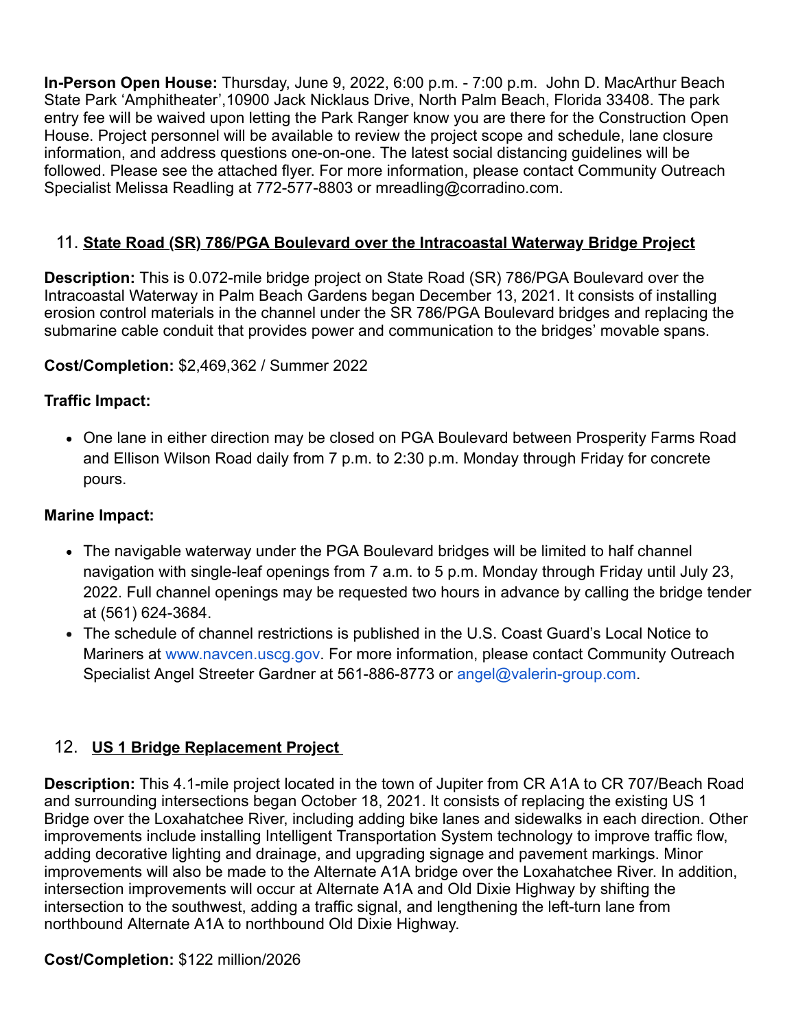**In-Person Open House:** Thursday, June 9, 2022, 6:00 p.m. - 7:00 p.m. John D. MacArthur Beach State Park 'Amphitheater',10900 Jack Nicklaus Drive, North Palm Beach, Florida 33408. The park entry fee will be waived upon letting the Park Ranger know you are there for the Construction Open House. Project personnel will be available to review the project scope and schedule, lane closure information, and address questions one-on-one. The latest social distancing guidelines will be followed. Please see the attached flyer. For more information, please contact Community Outreach Specialist Melissa Readling at 772-577-8803 or mreadling@corradino.com.

11. **State Road (SR) 786/PGA Boulevard over the Intracoastal Waterway Bridge Project**

**Description:** This is 0.072-mile bridge project on State Road (SR) 786/PGA Boulevard over the Intracoastal Waterway in Palm Beach Gardens began December 13, 2021. It consists of installing erosion control materials in the channel under the SR 786/PGA Boulevard bridges and replacing the submarine cable conduit that provides power and communication to the bridges' movable spans.

**Cost/Completion:** $2,469,362 / Summer 2022

**Traffic Impact:**

- One lane in either direction may be closed on PGA Boulevard between Prosperity Farms Road and Ellison Wilson Road daily from 7 p.m. to 2:30 p.m. Monday through Friday for concrete pours.

**Marine Impact:**

- The navigable waterway under the PGA Boulevard bridges will be limited to half channel navigation with single-leaf openings from 7 a.m. to 5 p.m. Monday through Friday until July 23, 2022. Full channel openings may be requested two hours in advance by calling the bridge tender at (561) 624-3684.
- The schedule of channel restrictions is published in the U.S. Coast Guard's Local Notice to Mariners at www.navcen.uscg.gov. For more information, please contact Community Outreach Specialist Angel Streeter Gardner at 561-886-8773 or angel@valerin-group.com.

12. **US 1 Bridge Replacement Project**

**Description:** This 4.1-mile project located in the town of Jupiter from CR A1A to CR 707/Beach Road and surrounding intersections began October 18, 2021. It consists of replacing the existing US 1 Bridge over the Loxahatchee River, including adding bike lanes and sidewalks in each direction. Other improvements include installing Intelligent Transportation System technology to improve traffic flow, adding decorative lighting and drainage, and upgrading signage and pavement markings. Minor improvements will also be made to the Alternate A1A bridge over the Loxahatchee River. In addition, intersection improvements will occur at Alternate A1A and Old Dixie Highway by shifting the intersection to the southwest, adding a traffic signal, and lengthening the left-turn lane from northbound Alternate A1A to northbound Old Dixie Highway.

**Cost/Completion:** $122 million/2026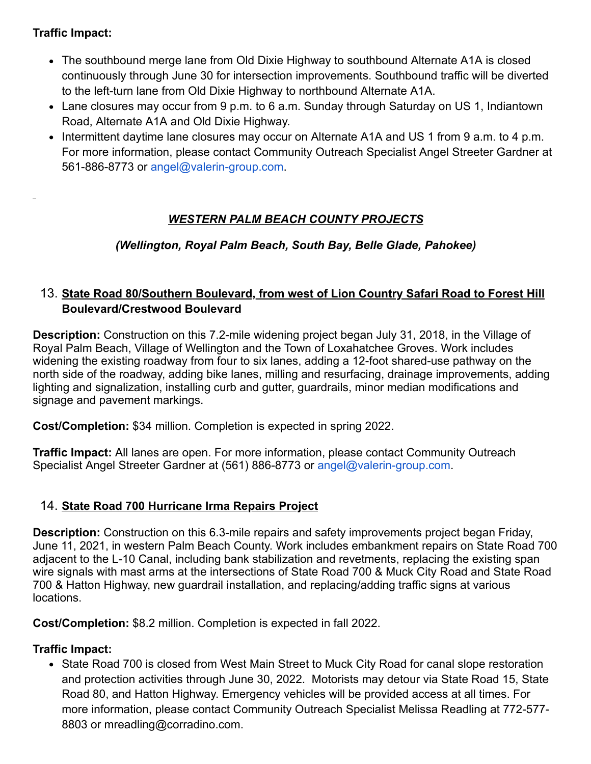**Traffic Impact:**

- The southbound merge lane from Old Dixie Highway to southbound Alternate A1A is closed continuously through June 30 for intersection improvements. Southbound traffic will be diverted to the left-turn lane from Old Dixie Highway to northbound Alternate A1A.
- Lane closures may occur from 9 p.m. to 6 a.m. Sunday through Saturday on US 1, Indiantown Road, Alternate A1A and Old Dixie Highway.
- Intermittent daytime lane closures may occur on Alternate A1A and US 1 from 9 a.m. to 4 p.m. For more information, please contact Community Outreach Specialist Angel Streeter Gardner at 561-886-8773 or angel@valerin-group.com.

## ***WESTERN PALM BEACH COUNTY PROJECTS***

***(Wellington, Royal Palm Beach, South Bay, Belle Glade, Pahokee)***

### 13. **State Road 80/Southern Boulevard, from west of Lion Country Safari Road to Forest Hill Boulevard/Crestwood Boulevard**

**Description:** Construction on this 7.2-mile widening project began July 31, 2018, in the Village of Royal Palm Beach, Village of Wellington and the Town of Loxahatchee Groves. Work includes widening the existing roadway from four to six lanes, adding a 12-foot shared-use pathway on the north side of the roadway, adding bike lanes, milling and resurfacing, drainage improvements, adding lighting and signalization, installing curb and gutter, guardrails, minor median modifications and signage and pavement markings.

**Cost/Completion:** $34 million. Completion is expected in spring 2022.

**Traffic Impact:** All lanes are open. For more information, please contact Community Outreach Specialist Angel Streeter Gardner at (561) 886-8773 or angel@valerin-group.com.

### 14. **State Road 700 Hurricane Irma Repairs Project**

**Description:** Construction on this 6.3-mile repairs and safety improvements project began Friday, June 11, 2021, in western Palm Beach County. Work includes embankment repairs on State Road 700 adjacent to the L-10 Canal, including bank stabilization and revetments, replacing the existing span wire signals with mast arms at the intersections of State Road 700 & Muck City Road and State Road 700 & Hatton Highway, new guardrail installation, and replacing/adding traffic signs at various locations.

**Cost/Completion:** $8.2 million. Completion is expected in fall 2022.

**Traffic Impact:**

- State Road 700 is closed from West Main Street to Muck City Road for canal slope restoration and protection activities through June 30, 2022. Motorists may detour via State Road 15, State Road 80, and Hatton Highway. Emergency vehicles will be provided access at all times. For more information, please contact Community Outreach Specialist Melissa Readling at 772-577-8803 or mreadling@corradino.com.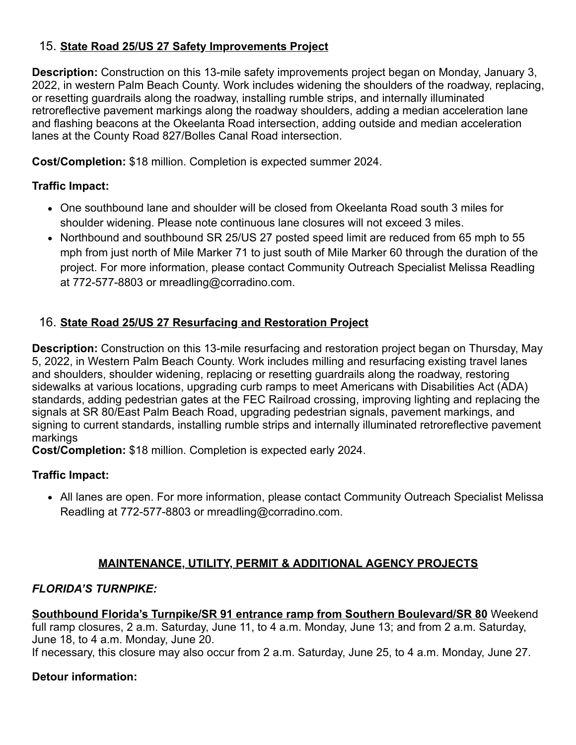15. **State Road 25/US 27 Safety Improvements Project**

**Description:** Construction on this 13-mile safety improvements project began on Monday, January 3, 2022, in western Palm Beach County. Work includes widening the shoulders of the roadway, replacing, or resetting guardrails along the roadway, installing rumble strips, and internally illuminated retroreflective pavement markings along the roadway shoulders, adding a median acceleration lane and flashing beacons at the Okeelanta Road intersection, adding outside and median acceleration lanes at the County Road 827/Bolles Canal Road intersection.

**Cost/Completion:** $18 million. Completion is expected summer 2024.

**Traffic Impact:**

- One southbound lane and shoulder will be closed from Okeelanta Road south 3 miles for shoulder widening. Please note continuous lane closures will not exceed 3 miles.
- Northbound and southbound SR 25/US 27 posted speed limit are reduced from 65 mph to 55 mph from just north of Mile Marker 71 to just south of Mile Marker 60 through the duration of the project. For more information, please contact Community Outreach Specialist Melissa Readling at 772-577-8803 or mreadling@corradino.com.

16. **State Road 25/US 27 Resurfacing and Restoration Project**

**Description:** Construction on this 13-mile resurfacing and restoration project began on Thursday, May 5, 2022, in Western Palm Beach County. Work includes milling and resurfacing existing travel lanes and shoulders, shoulder widening, replacing or resetting guardrails along the roadway, restoring sidewalks at various locations, upgrading curb ramps to meet Americans with Disabilities Act (ADA) standards, adding pedestrian gates at the FEC Railroad crossing, improving lighting and replacing the signals at SR 80/East Palm Beach Road, upgrading pedestrian signals, pavement markings, and signing to current standards, installing rumble strips and internally illuminated retroreflective pavement markings

**Cost/Completion:** $18 million. Completion is expected early 2024.

**Traffic Impact:**

- All lanes are open. For more information, please contact Community Outreach Specialist Melissa Readling at 772-577-8803 or mreadling@corradino.com.

## MAINTENANCE, UTILITY, PERMIT & ADDITIONAL AGENCY PROJECTS

***FLORIDA'S TURNPIKE:***

**Southbound Florida's Turnpike/SR 91 entrance ramp from Southern Boulevard/SR 80** Weekend full ramp closures, 2 a.m. Saturday, June 11, to 4 a.m. Monday, June 13; and from 2 a.m. Saturday, June 18, to 4 a.m. Monday, June 20.
If necessary, this closure may also occur from 2 a.m. Saturday, June 25, to 4 a.m. Monday, June 27.

**Detour information:**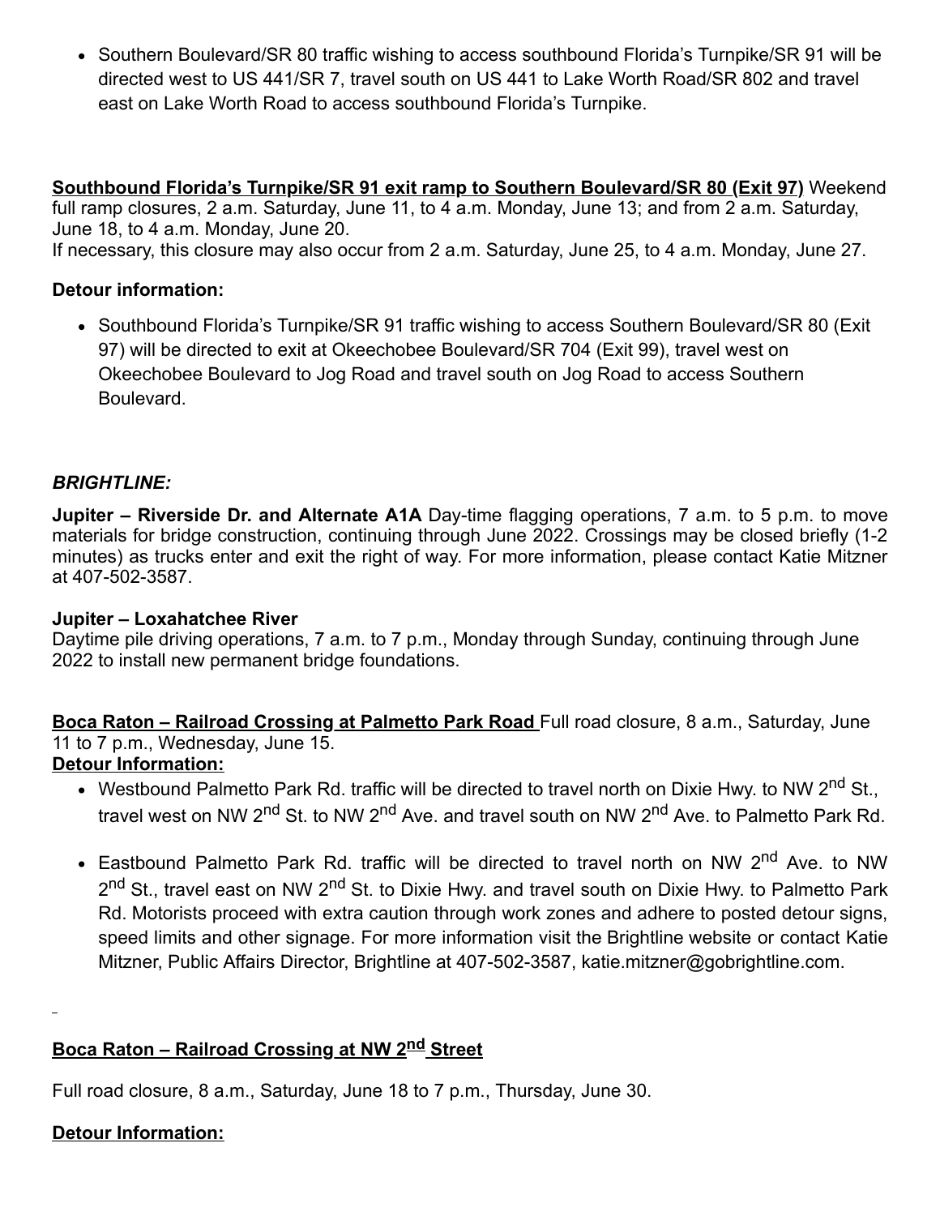- Southern Boulevard/SR 80 traffic wishing to access southbound Florida's Turnpike/SR 91 will be directed west to US 441/SR 7, travel south on US 441 to Lake Worth Road/SR 802 and travel east on Lake Worth Road to access southbound Florida's Turnpike.

**Southbound Florida's Turnpike/SR 91 exit ramp to Southern Boulevard/SR 80 (Exit 97)** Weekend full ramp closures, 2 a.m. Saturday, June 11, to 4 a.m. Monday, June 13; and from 2 a.m. Saturday, June 18, to 4 a.m. Monday, June 20.
If necessary, this closure may also occur from 2 a.m. Saturday, June 25, to 4 a.m. Monday, June 27.

**Detour information:**

- Southbound Florida's Turnpike/SR 91 traffic wishing to access Southern Boulevard/SR 80 (Exit 97) will be directed to exit at Okeechobee Boulevard/SR 704 (Exit 99), travel west on Okeechobee Boulevard to Jog Road and travel south on Jog Road to access Southern Boulevard.

***BRIGHTLINE:***

**Jupiter – Riverside Dr. and Alternate A1A** Day-time flagging operations, 7 a.m. to 5 p.m. to move materials for bridge construction, continuing through June 2022. Crossings may be closed briefly (1-2 minutes) as trucks enter and exit the right of way. For more information, please contact Katie Mitzner at 407-502-3587.

**Jupiter – Loxahatchee River**
Daytime pile driving operations, 7 a.m. to 7 p.m., Monday through Sunday, continuing through June 2022 to install new permanent bridge foundations.

**Boca Raton – Railroad Crossing at Palmetto Park Road** Full road closure, 8 a.m., Saturday, June 11 to 7 p.m., Wednesday, June 15.
**Detour Information:**

- Westbound Palmetto Park Rd. traffic will be directed to travel north on Dixie Hwy. to NW 2nd St., travel west on NW 2nd St. to NW 2nd Ave. and travel south on NW 2nd Ave. to Palmetto Park Rd.
- Eastbound Palmetto Park Rd. traffic will be directed to travel north on NW 2nd Ave. to NW 2nd St., travel east on NW 2nd St. to Dixie Hwy. and travel south on Dixie Hwy. to Palmetto Park Rd. Motorists proceed with extra caution through work zones and adhere to posted detour signs, speed limits and other signage. For more information visit the Brightline website or contact Katie Mitzner, Public Affairs Director, Brightline at 407-502-3587, katie.mitzner@gobrightline.com.

**Boca Raton – Railroad Crossing at NW 2nd Street**

Full road closure, 8 a.m., Saturday, June 18 to 7 p.m., Thursday, June 30.

**Detour Information:**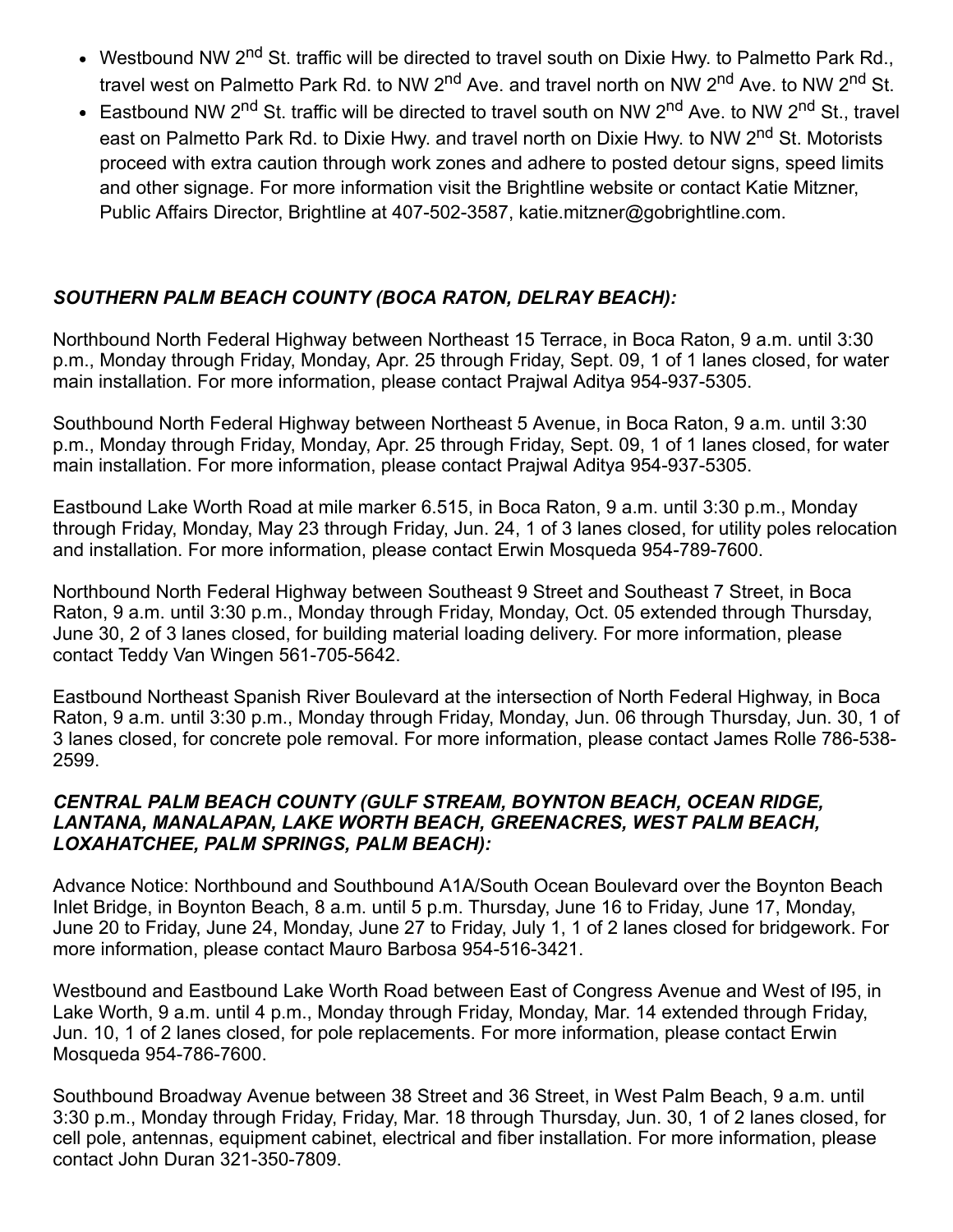- Westbound NW 2nd St. traffic will be directed to travel south on Dixie Hwy. to Palmetto Park Rd., travel west on Palmetto Park Rd. to NW 2nd Ave. and travel north on NW 2nd Ave. to NW 2nd St.
- Eastbound NW 2nd St. traffic will be directed to travel south on NW 2nd Ave. to NW 2nd St., travel east on Palmetto Park Rd. to Dixie Hwy. and travel north on Dixie Hwy. to NW 2nd St. Motorists proceed with extra caution through work zones and adhere to posted detour signs, speed limits and other signage. For more information visit the Brightline website or contact Katie Mitzner, Public Affairs Director, Brightline at 407-502-3587, katie.mitzner@gobrightline.com.

***SOUTHERN PALM BEACH COUNTY (BOCA RATON, DELRAY BEACH):***

Northbound North Federal Highway between Northeast 15 Terrace, in Boca Raton, 9 a.m. until 3:30 p.m., Monday through Friday, Monday, Apr. 25 through Friday, Sept. 09, 1 of 1 lanes closed, for water main installation. For more information, please contact Prajwal Aditya 954-937-5305.

Southbound North Federal Highway between Northeast 5 Avenue, in Boca Raton, 9 a.m. until 3:30 p.m., Monday through Friday, Monday, Apr. 25 through Friday, Sept. 09, 1 of 1 lanes closed, for water main installation. For more information, please contact Prajwal Aditya 954-937-5305.

Eastbound Lake Worth Road at mile marker 6.515, in Boca Raton, 9 a.m. until 3:30 p.m., Monday through Friday, Monday, May 23 through Friday, Jun. 24, 1 of 3 lanes closed, for utility poles relocation and installation. For more information, please contact Erwin Mosqueda 954-789-7600.

Northbound North Federal Highway between Southeast 9 Street and Southeast 7 Street, in Boca Raton, 9 a.m. until 3:30 p.m., Monday through Friday, Monday, Oct. 05 extended through Thursday, June 30, 2 of 3 lanes closed, for building material loading delivery. For more information, please contact Teddy Van Wingen 561-705-5642.

Eastbound Northeast Spanish River Boulevard at the intersection of North Federal Highway, in Boca Raton, 9 a.m. until 3:30 p.m., Monday through Friday, Monday, Jun. 06 through Thursday, Jun. 30, 1 of 3 lanes closed, for concrete pole removal. For more information, please contact James Rolle 786-538-2599.

***CENTRAL PALM BEACH COUNTY (GULF STREAM, BOYNTON BEACH, OCEAN RIDGE, LANTANA, MANALAPAN, LAKE WORTH BEACH, GREENACRES, WEST PALM BEACH, LOXAHATCHEE, PALM SPRINGS, PALM BEACH):***

Advance Notice: Northbound and Southbound A1A/South Ocean Boulevard over the Boynton Beach Inlet Bridge, in Boynton Beach, 8 a.m. until 5 p.m. Thursday, June 16 to Friday, June 17, Monday, June 20 to Friday, June 24, Monday, June 27 to Friday, July 1, 1 of 2 lanes closed for bridgework. For more information, please contact Mauro Barbosa 954-516-3421.

Westbound and Eastbound Lake Worth Road between East of Congress Avenue and West of I95, in Lake Worth, 9 a.m. until 4 p.m., Monday through Friday, Monday, Mar. 14 extended through Friday, Jun. 10, 1 of 2 lanes closed, for pole replacements. For more information, please contact Erwin Mosqueda 954-786-7600.

Southbound Broadway Avenue between 38 Street and 36 Street, in West Palm Beach, 9 a.m. until 3:30 p.m., Monday through Friday, Friday, Mar. 18 through Thursday, Jun. 30, 1 of 2 lanes closed, for cell pole, antennas, equipment cabinet, electrical and fiber installation. For more information, please contact John Duran 321-350-7809.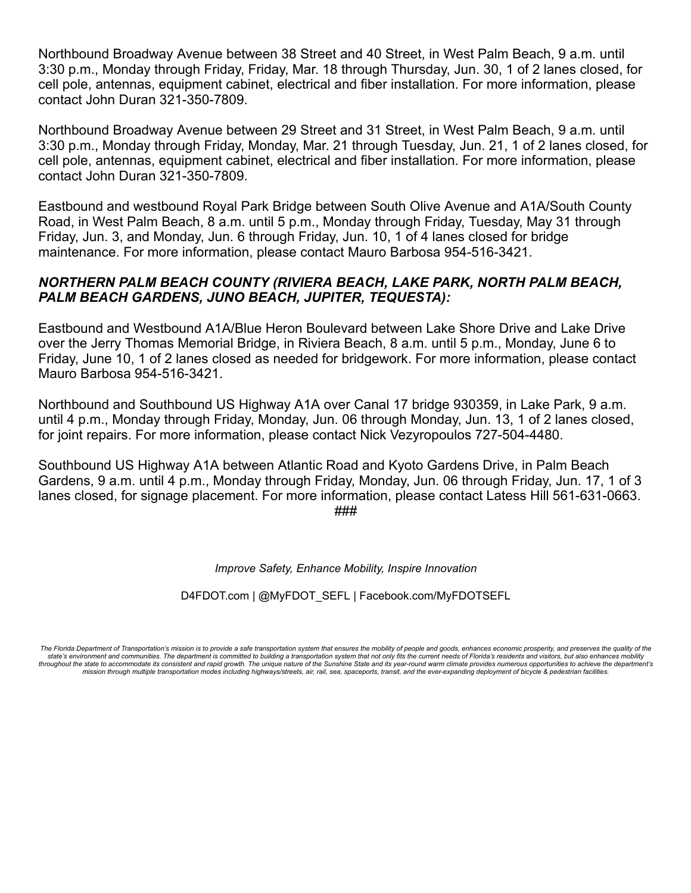Northbound Broadway Avenue between 38 Street and 40 Street, in West Palm Beach, 9 a.m. until 3:30 p.m., Monday through Friday, Friday, Mar. 18 through Thursday, Jun. 30, 1 of 2 lanes closed, for cell pole, antennas, equipment cabinet, electrical and fiber installation. For more information, please contact John Duran 321-350-7809.

Northbound Broadway Avenue between 29 Street and 31 Street, in West Palm Beach, 9 a.m. until 3:30 p.m., Monday through Friday, Monday, Mar. 21 through Tuesday, Jun. 21, 1 of 2 lanes closed, for cell pole, antennas, equipment cabinet, electrical and fiber installation. For more information, please contact John Duran 321-350-7809.

Eastbound and westbound Royal Park Bridge between South Olive Avenue and A1A/South County Road, in West Palm Beach, 8 a.m. until 5 p.m., Monday through Friday, Tuesday, May 31 through Friday, Jun. 3, and Monday, Jun. 6 through Friday, Jun. 10, 1 of 4 lanes closed for bridge maintenance. For more information, please contact Mauro Barbosa 954-516-3421.

***NORTHERN PALM BEACH COUNTY (RIVIERA BEACH, LAKE PARK, NORTH PALM BEACH, PALM BEACH GARDENS, JUNO BEACH, JUPITER, TEQUESTA):***

Eastbound and Westbound A1A/Blue Heron Boulevard between Lake Shore Drive and Lake Drive over the Jerry Thomas Memorial Bridge, in Riviera Beach, 8 a.m. until 5 p.m., Monday, June 6 to Friday, June 10, 1 of 2 lanes closed as needed for bridgework. For more information, please contact Mauro Barbosa 954-516-3421.

Northbound and Southbound US Highway A1A over Canal 17 bridge 930359, in Lake Park, 9 a.m. until 4 p.m., Monday through Friday, Monday, Jun. 06 through Monday, Jun. 13, 1 of 2 lanes closed, for joint repairs. For more information, please contact Nick Vezyropoulos 727-504-4480.

Southbound US Highway A1A between Atlantic Road and Kyoto Gardens Drive, in Palm Beach Gardens, 9 a.m. until 4 p.m., Monday through Friday, Monday, Jun. 06 through Friday, Jun. 17, 1 of 3 lanes closed, for signage placement. For more information, please contact Latess Hill 561-631-0663.

###

*Improve Safety, Enhance Mobility, Inspire Innovation*

D4FDOT.com | @MyFDOT_SEFL | Facebook.com/MyFDOTSEFL

*The Florida Department of Transportation's mission is to provide a safe transportation system that ensures the mobility of people and goods, enhances economic prosperity, and preserves the quality of the state's environment and communities. The department is committed to building a transportation system that not only fits the current needs of Florida's residents and visitors, but also enhances mobility throughout the state to accommodate its consistent and rapid growth. The unique nature of the Sunshine State and its year-round warm climate provides numerous opportunities to achieve the department's mission through multiple transportation modes including highways/streets, air, rail, sea, spaceports, transit, and the ever-expanding deployment of bicycle & pedestrian facilities.*